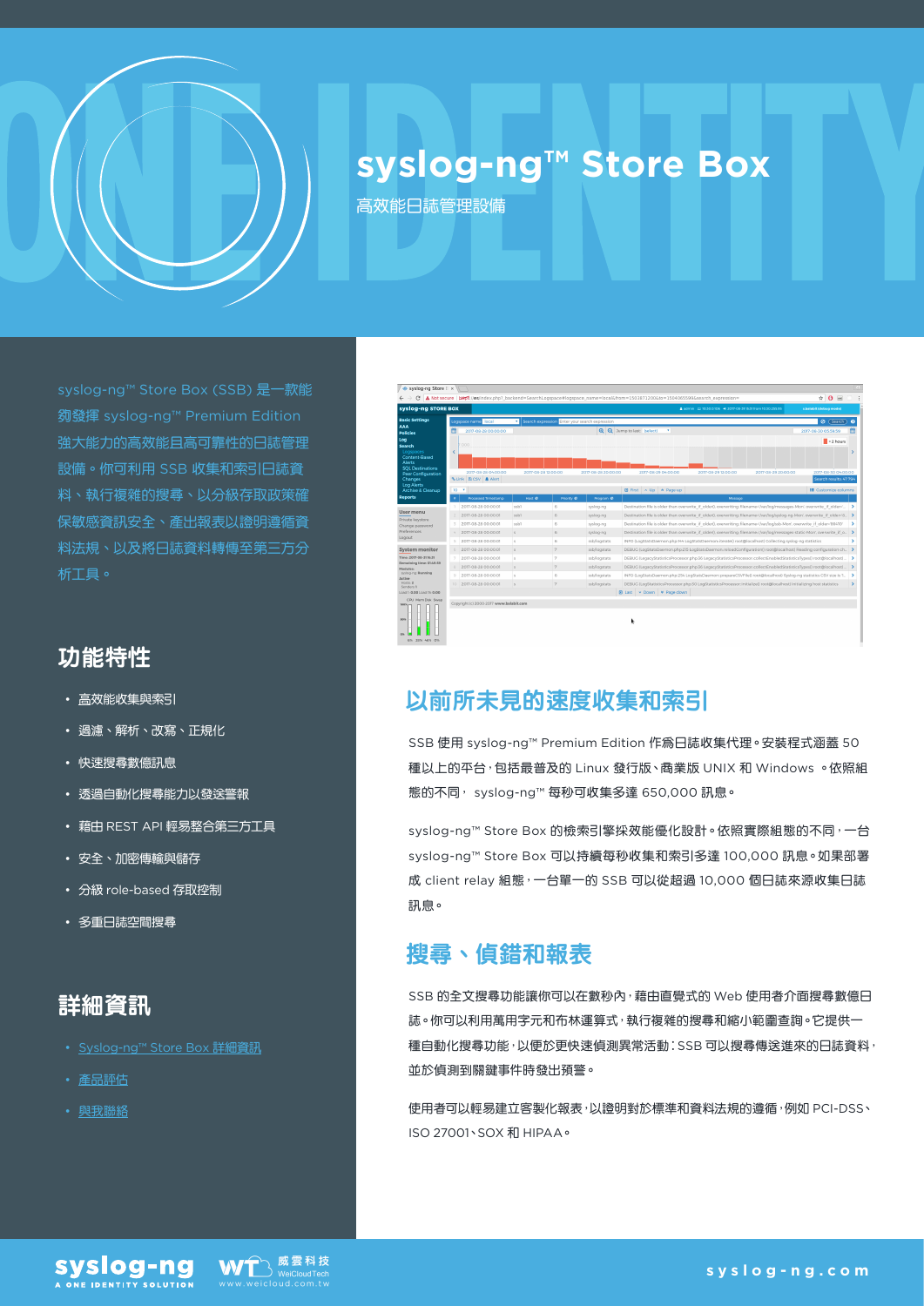# syslog-ng™ Store Box

高效能日誌管理設備

syslog-ng™ Store Box (SSB) 是一款能夠發揮 syslog-ng™ Premium Edition 強大能力的高效能且高可靠性的日誌管理設備。你可利用 SSB 收集和索引日誌資料、執行複雜的搜尋、以分級存取政策確保敏感資訊安全、產出報表以證明遵循資料法規、以及將日誌資料轉傳至第三方分析工具。

## 功能特性

- 高效能收集與索引
- 過濾、解析、改寫、正規化
- 快速搜尋數億訊息
- 透過自動化搜尋能力以發送警報
- 藉由 REST API 輕易整合第三方工具
- 安全、加密傳輸與儲存
- 分級 role-based 存取控制
- 多重日誌空間搜尋

## 詳細資訊

- Syslog-ng™ Store Box 詳細資訊
- 產品評估
- 與我聯絡

## 以前所未見的速度收集和索引

SSB 使用 syslog-ng™ Premium Edition 作爲日誌收集代理。安裝程式涵蓋 50 種以上的平台，包括最普及的 Linux 發行版、商業版 UNIX 和 Windows 。依照組態的不同， syslog-ng™ 每秒可收集多達 650,000 訊息。

syslog-ng™ Store Box 的檢索引擎採效能優化設計。依照實際組態的不同，一台 syslog-ng™ Store Box 可以持續每秒收集和索引多達 100,000 訊息。如果部署成 client relay 組態，一台單一的 SSB 可以從超過 10,000 個日誌來源收集日誌訊息。

## 搜尋、偵錯和報表

SSB 的全文搜尋功能讓你可以在數秒內，藉由直覺式的 Web 使用者介面搜尋數億日誌。你可以利用萬用字元和布林運算式，執行複雜的搜尋和縮小範圍查詢。它提供一種自動化搜尋功能，以便於更快速偵測異常活動：SSB 可以搜尋傳送進來的日誌資料，並於偵測到關鍵事件時發出預警。

使用者可以輕易建立客製化報表，以證明對於標準和資料法規的遵循，例如 PCI-DSS、ISO 27001、SOX 和 HIPAA。

syslog-ng
A ONE IDENTITY SOLUTION

威雲科技 WeiCloudTech www.weicloud.com.tw

syslog-ng.com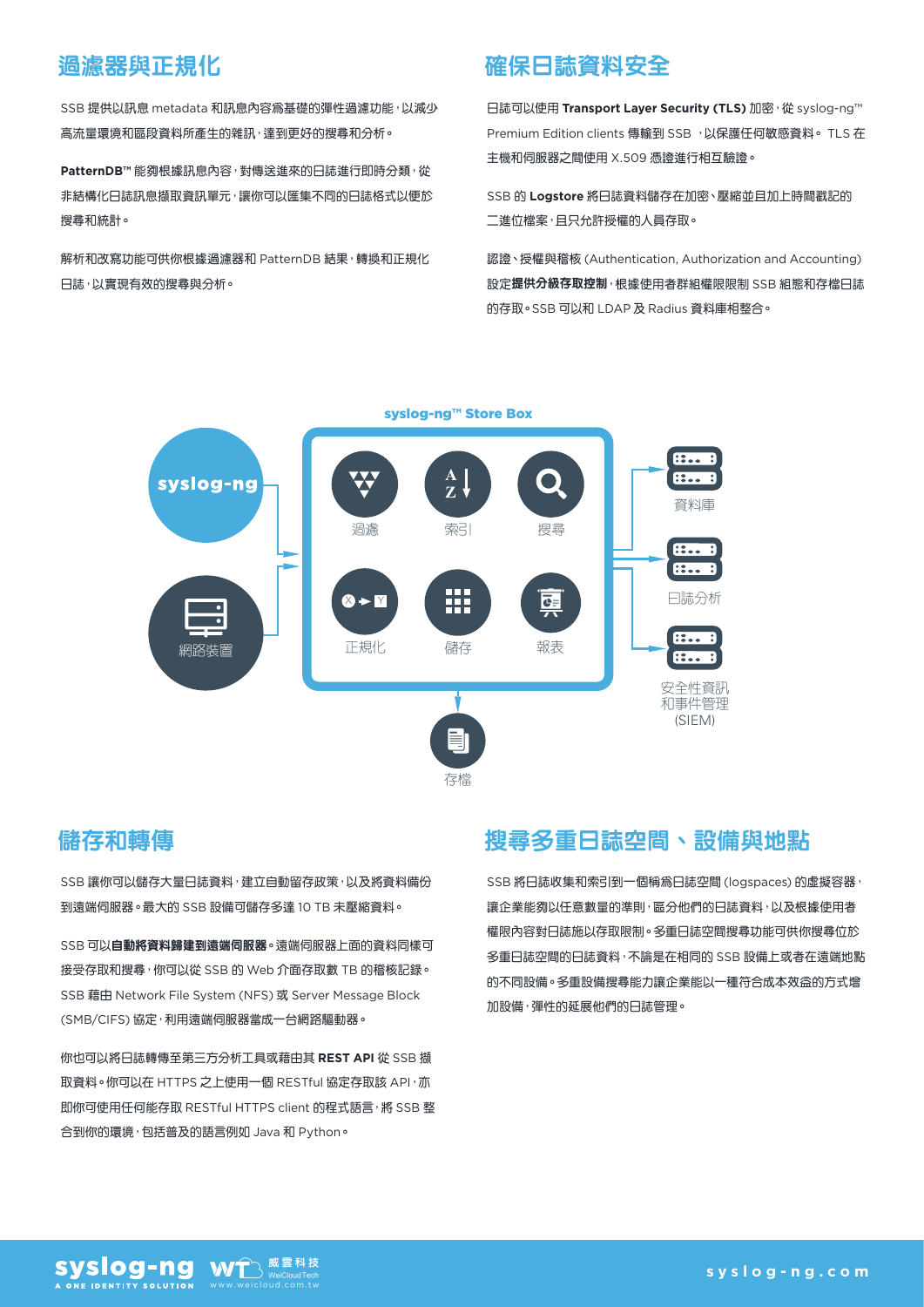## 過濾器與正規化

SSB 提供以訊息 metadata 和訊息內容爲基礎的彈性過濾功能，以減少高流量環境和區段資料所產生的雜訊，達到更好的搜尋和分析。

**PatternDB™** 能夠根據訊息內容，對傳送進來的日誌進行即時分類，從非結構化日誌訊息擷取資訊單元，讓你可以匯集不同的日誌格式以便於搜尋和統計。

解析和改寫功能可供你根據過濾器和 PatternDB 結果，轉換和正規化日誌，以實現有效的搜尋與分析。

## 確保日誌資料安全

日誌可以使用 **Transport Layer Security (TLS)** 加密，從 syslog-ng™ Premium Edition clients 傳輸到 SSB ，以保護任何敏感資料。 TLS 在主機和伺服器之間使用 X.509 憑證進行相互驗證。

SSB 的 **Logstore** 將日誌資料儲存在加密、壓縮並且加上時間戳記的二進位檔案，且只允許授權的人員存取。

認證、授權與稽核 (Authentication, Authorization and Accounting) 設定**提供分級存取控制**，根據使用者群組權限限制 SSB 組態和存檔日誌的存取。SSB 可以和 LDAP 及 Radius 資料庫相整合。

syslog-ng™ Store Box

syslog-ng　網路裝置

過濾　索引　搜尋　正規化　儲存　報表

資料庫　日誌分析　安全性資訊和事件管理 (SIEM)

存檔

## 儲存和轉傳

SSB 讓你可以儲存大量日誌資料，建立自動留存政策，以及將資料備份到遠端伺服器。最大的 SSB 設備可儲存多達 10 TB 未壓縮資料。

SSB 可以**自動將資料歸建到遠端伺服器**。遠端伺服器上面的資料同樣可接受存取和搜尋，你可以從 SSB 的 Web 介面存取數 TB 的稽核記錄。SSB 藉由 Network File System (NFS) 或 Server Message Block (SMB/CIFS) 協定，利用遠端伺服器當成一台網路驅動器。

你也可以將日誌轉傳至第三方分析工具或藉由其 **REST API** 從 SSB 擷取資料。你可以在 HTTPS 之上使用一個 RESTful 協定存取該 API，亦即你可使用任何能存取 RESTful HTTPS client 的程式語言，將 SSB 整合到你的環境，包括普及的語言例如 Java 和 Python。

## 搜尋多重日誌空間、設備與地點

SSB 將日誌收集和索引到一個稱爲日誌空間 (logspaces) 的虛擬容器，讓企業能夠以任意數量的準則，區分他們的日誌資料，以及根據使用者權限內容對日誌施以存取限制。多重日誌空間搜尋功能可供你搜尋位於多重日誌空間的日誌資料，不論是在相同的 SSB 設備上或者在遠端地點的不同設備。多重設備搜尋能力讓企業能以一種符合成本效益的方式增加設備，彈性的延展他們的日誌管理。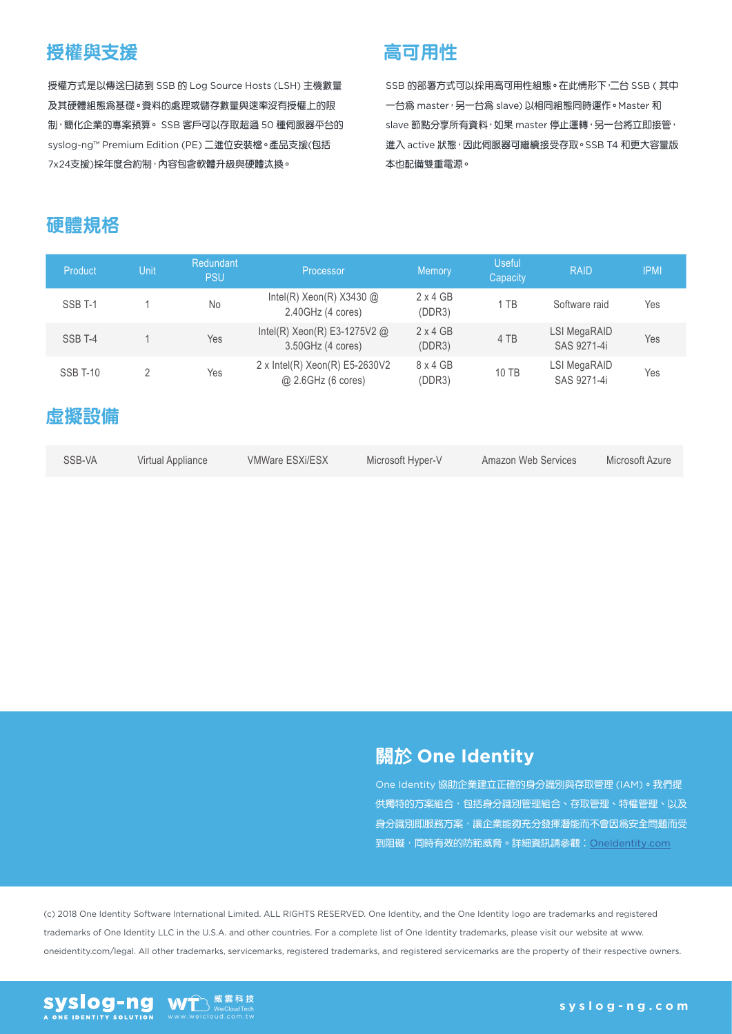## 授權與支援

授權方式是以傳送日誌到 SSB 的 Log Source Hosts (LSH) 主機數量及其硬體組態爲基礎。資料的處理或儲存數量與速率沒有授權上的限制，簡化企業的專案預算。 SSB 客戶可以存取超過 50 種伺服器平台的 syslog-ng™ Premium Edition (PE) 二進位安裝檔。產品支援(包括7x24支援)採年度合約制，內容包含軟體升級與硬體汰換。

## 高可用性

SSB 的部署方式可以採用高可用性組態。在此情形下，二台 SSB ( 其中一台爲 master，另一台爲 slave) 以相同組態同時運作。Master 和 slave 節點分享所有資料，如果 master 停止運轉，另一台將立即接管，進入 active 狀態，因此伺服器可繼續接受存取。SSB T4 和更大容量版本也配備雙重電源。

## 硬體規格

| Product | Unit | Redundant PSU | Processor | Memory | Useful Capacity | RAID | IPMI |
|---|---|---|---|---|---|---|---|
| SSB T-1 | 1 | No | Intel(R) Xeon(R) X3430 @ 2.40GHz (4 cores) | 2 x 4 GB (DDR3) | 1 TB | Software raid | Yes |
| SSB T-4 | 1 | Yes | Intel(R) Xeon(R) E3-1275V2 @ 3.50GHz (4 cores) | 2 x 4 GB (DDR3) | 4 TB | LSI MegaRAID SAS 9271-4i | Yes |
| SSB T-10 | 2 | Yes | 2 x Intel(R) Xeon(R) E5-2630V2 @ 2.6GHz (6 cores) | 8 x 4 GB (DDR3) | 10 TB | LSI MegaRAID SAS 9271-4i | Yes |

## 虛擬設備

| | | | | | |
|---|---|---|---|---|---|
| SSB-VA | Virtual Appliance | VMWare ESXi/ESX | Microsoft Hyper-V | Amazon Web Services | Microsoft Azure |

## 關於 One Identity

One Identity 協助企業建立正確的身分識別與存取管理 (IAM)。我們提供獨特的方案組合，包括身分識別管理組合、存取管理、特權管理、以及身分識別即服務方案，讓企業能夠充分發揮潛能而不會因爲安全問題而受到阻礙，同時有效的防範威脅。詳細資訊請參觀：OneIdentity.com

(c) 2018 One Identity Software International Limited. ALL RIGHTS RESERVED. One Identity, and the One Identity logo are trademarks and registered trademarks of One Identity LLC in the U.S.A. and other countries. For a complete list of One Identity trademarks, please visit our website at www.oneidentity.com/legal. All other trademarks, servicemarks, registered trademarks, and registered servicemarks are the property of their respective owners.

syslog-ng A ONE IDENTITY SOLUTION

威雲科技 WeiCloud Tech www.weicloud.com.tw

syslog-ng.com